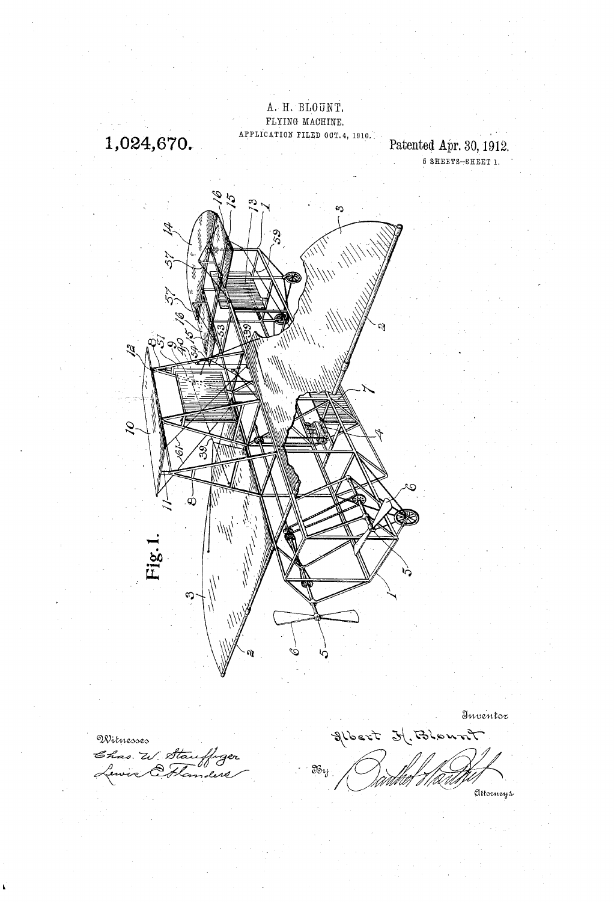A. H. BLOUNT.

FLYING MACHINE.

APPLICATION FILED OCT. 4, 1910.

1,024,670.

Patented Apr. 30, 1912.

5 SHEETS—SHEET 1.

Fig. 1.

Witnesses

Chas. W. Stauffiger

Lewis E. Flanders

Inventor

Albert H. Blount

By

Attorneys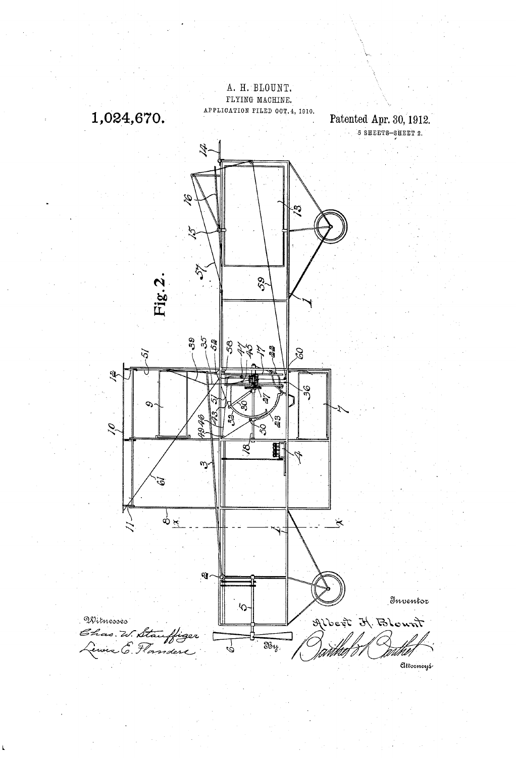A. H. BLOUNT.

FLYING MACHINE.

APPLICATION FILED OCT. 4, 1910.

**1,024,670.**

Patented Apr. 30, 1912.

5 SHEETS—SHEET 2.

**Fig. 2.**

Witnesses
Chas. W. Stauffiger
Lewis E. Flanders

Inventor
Albert H. Blount

By Barthel & Barthel
Attorneys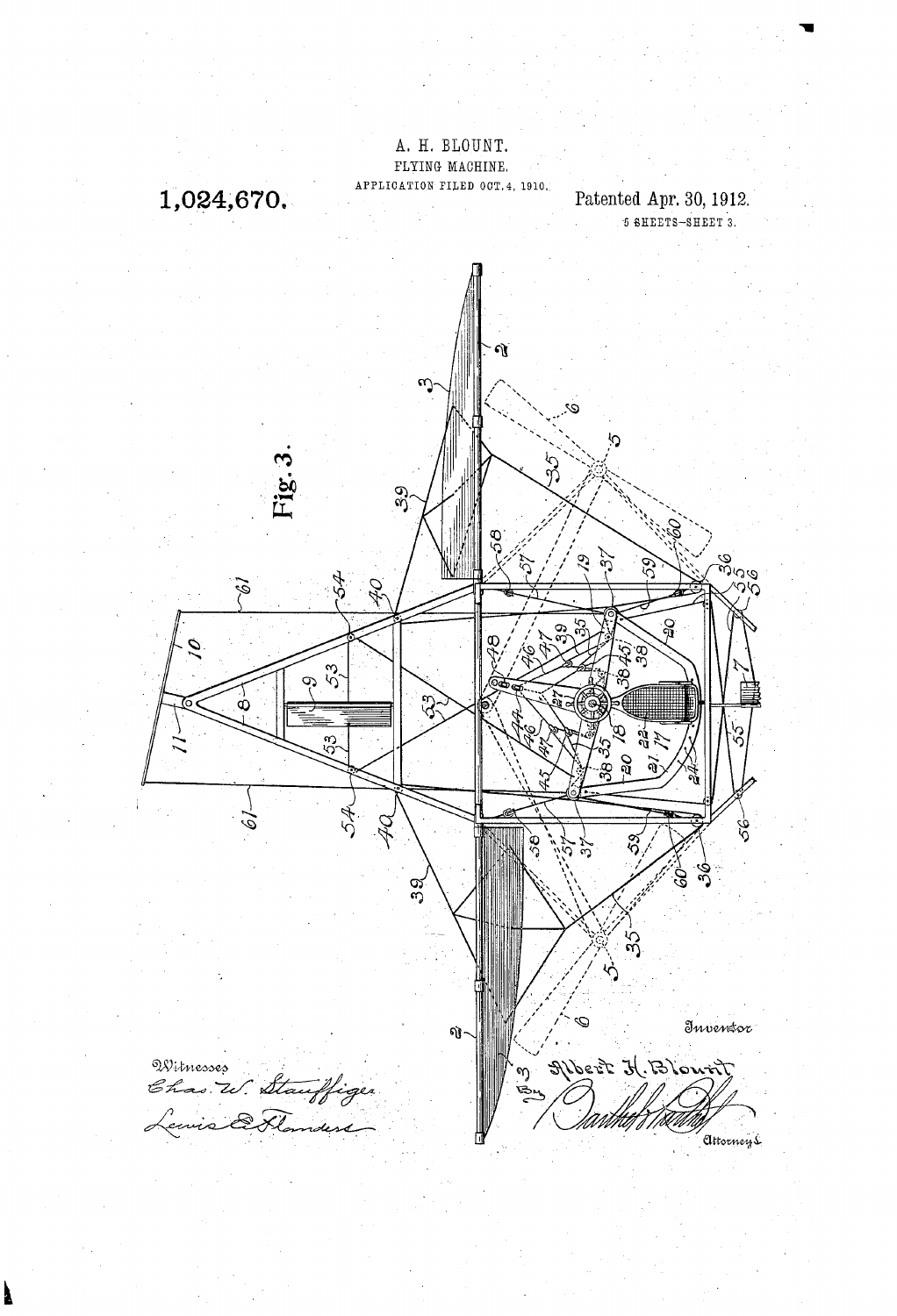A. H. BLOUNT.

FLYING MACHINE.

APPLICATION FILED OCT. 4, 1910.

**1,024,670.**

Patented Apr. 30, 1912.

5 SHEETS—SHEET 3.

**Fig. 3.**

Witnesses

Chas. W. Stauffiger

Lewis E. Flanders

Inventor

Albert H. Blount

By

Attorneys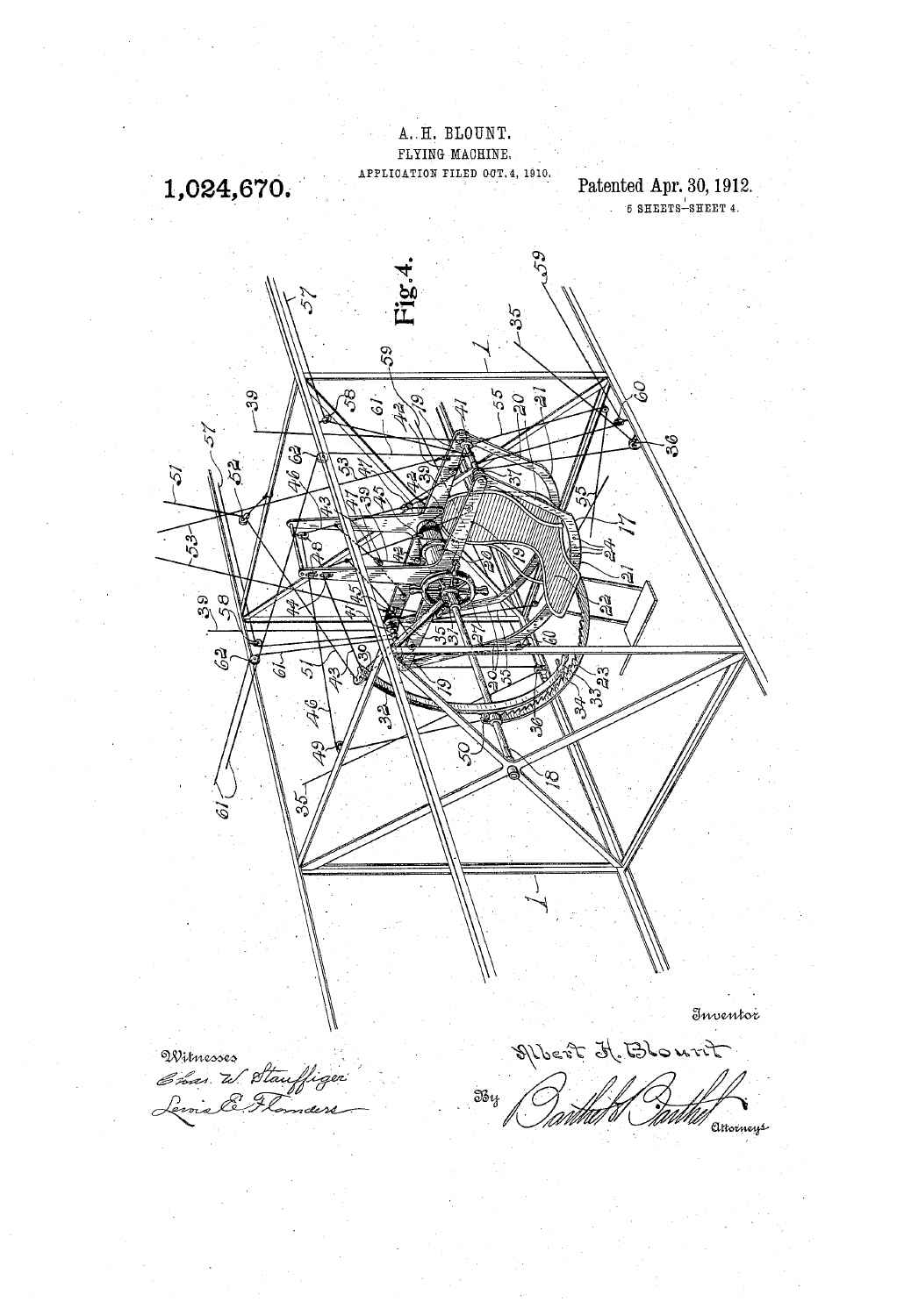A. H. BLOUNT.

FLYING MACHINE.

APPLICATION FILED OCT. 4, 1910.

**1,024,670.**

Patented Apr. 30, 1912.

5 SHEETS—SHEET 4.

**Fig. 4.**

Witnesses

Chas. W. Stauffiger

Louis E. Flanders

Inventor

Albert H. Blount

By Bartlett & Bartlett

Attorneys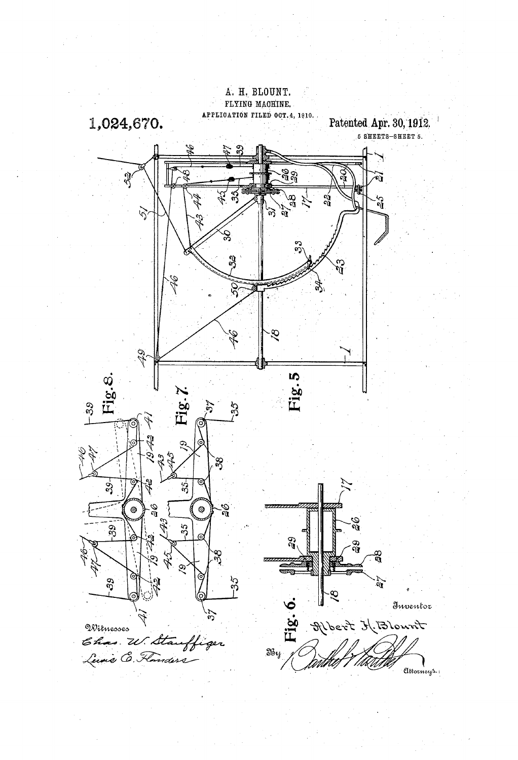A. H. BLOUNT.

FLYING MACHINE.

APPLICATION FILED OCT. 4, 1910.

**1,024,670.**

**Patented Apr. 30, 1912.**

5 SHEETS—SHEET 5.

Fig. 5

Fig. 6.

Fig. 7.

Fig. 8.

Witnesses

Chas. W. Stauffiger

Lewis E. Flanders

Inventor

Albert H. Blount

By Danthes & Danthes

Attorneys.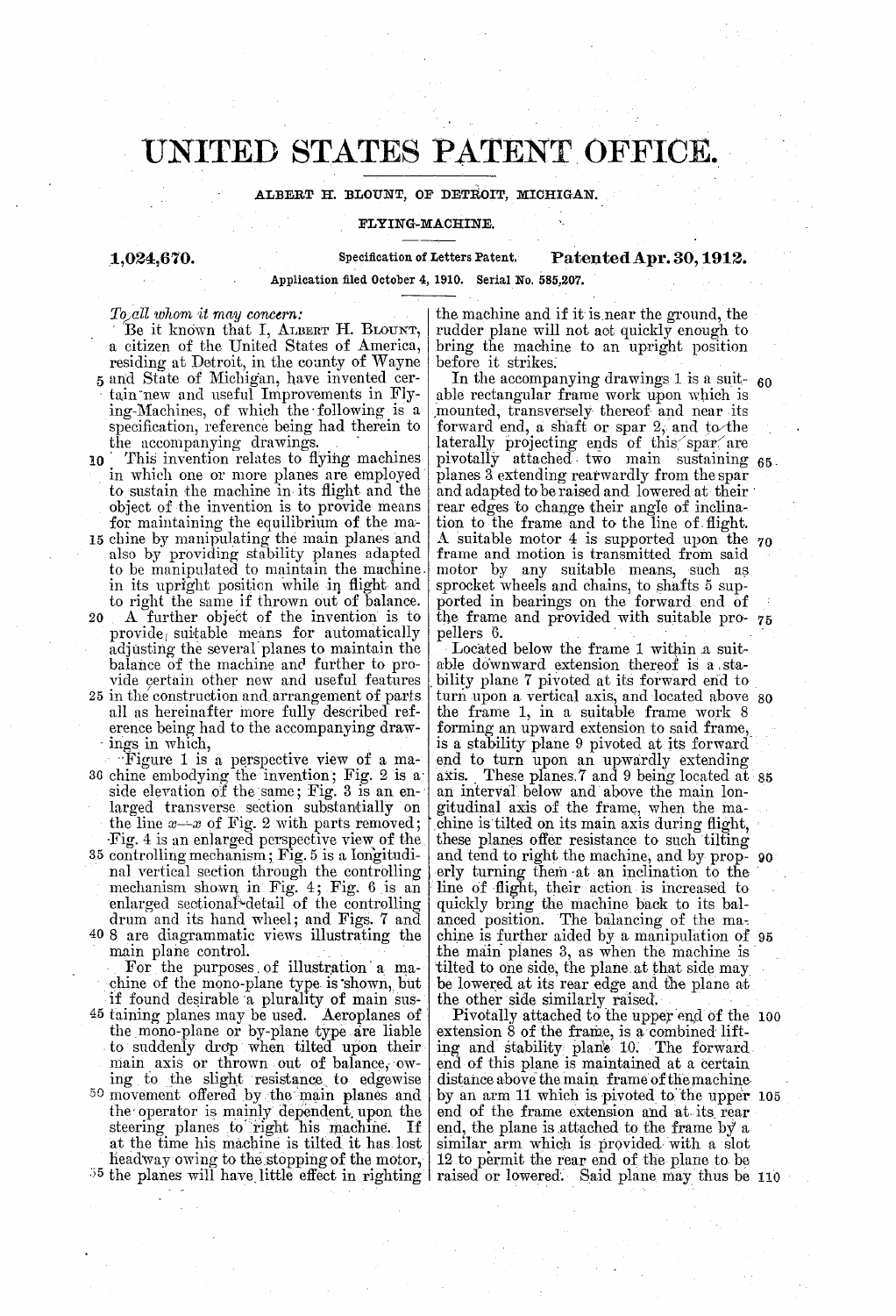# UNITED STATES PATENT OFFICE.

ALBERT H. BLOUNT, OF DETROIT, MICHIGAN.

FLYING-MACHINE.

**1,024,670.** Specification of Letters Patent. **Patented Apr. 30, 1912.**

Application filed October 4, 1910. Serial No. 585,207.

*To all whom it may concern:*

Be it known that I, ALBERT H. BLOUNT, a citizen of the United States of America, residing at Detroit, in the county of Wayne and State of Michigan, have invented certain new and useful Improvements in Flying-Machines, of which the following is a specification, reference being had therein to the accompanying drawings.

This invention relates to flying machines in which one or more planes are employed to sustain the machine in its flight and the object of the invention is to provide means for maintaining the equilibrium of the machine by manipulating the main planes and also by providing stability planes adapted to be manipulated to maintain the machine in its upright position while in flight and to right the same if thrown out of balance.

A further object of the invention is to provide suitable means for automatically adjusting the several planes to maintain the balance of the machine and further to provide certain other new and useful features in the construction and arrangement of parts all as hereinafter more fully described reference being had to the accompanying drawings in which,

Figure 1 is a perspective view of a machine embodying the invention; Fig. 2 is a side elevation of the same; Fig. 3 is an enlarged transverse section substantially on the line $x$—$x$ of Fig. 2 with parts removed; Fig. 4 is an enlarged perspective view of the controlling mechanism; Fig. 5 is a longitudinal vertical section through the controlling mechanism shown in Fig. 4; Fig. 6 is an enlarged sectional detail of the controlling drum and its hand wheel; and Figs. 7 and 8 are diagrammatic views illustrating the main plane control.

For the purposes of illustration a machine of the mono-plane type is shown, but if found desirable a plurality of main sustaining planes may be used. Aeroplanes of the mono-plane or by-plane type are liable to suddenly drop when tilted upon their main axis or thrown out of balance, owing to the slight resistance to edgewise movement offered by the main planes and the operator is mainly dependent upon the steering planes to right his machine. If at the time his machine is tilted it has lost headway owing to the stopping of the motor, the planes will have little effect in righting the machine and if it is near the ground, the rudder plane will not act quickly enough to bring the machine to an upright position before it strikes.

In the accompanying drawings 1 is a suitable rectangular frame work upon which is mounted, transversely thereof and near its forward end, a shaft or spar 2, and to the laterally projecting ends of this spar are pivotally attached two main sustaining planes 3 extending rearwardly from the spar and adapted to be raised and lowered at their rear edges to change their angle of inclination to the frame and to the line of flight. A suitable motor 4 is supported upon the frame and motion is transmitted from said motor by any suitable means, such as sprocket wheels and chains, to shafts 5 supported in bearings on the forward end of the frame and provided with suitable propellers 6.

Located below the frame 1 within a suitable downward extension thereof is a stability plane 7 pivoted at its forward end to turn upon a vertical axis, and located above the frame 1, in a suitable frame work 8 forming an upward extension to said frame, is a stability plane 9 pivoted at its forward end to turn upon an upwardly extending axis. These planes 7 and 9 being located at an interval below and above the main longitudinal axis of the frame, when the machine is tilted on its main axis during flight, these planes offer resistance to such tilting and tend to right the machine, and by properly turning them at an inclination to the line of flight, their action is increased to quickly bring the machine back to its balanced position. The balancing of the machine is further aided by a manipulation of the main planes 3, as when the machine is tilted to one side, the plane at that side may be lowered at its rear edge and the plane at the other side similarly raised.

Pivotally attached to the upper end of the extension 8 of the frame, is a combined lifting and stability plane 10. The forward end of this plane is maintained at a certain distance above the main frame of the machine by an arm 11 which is pivoted to the upper end of the frame extension and at its rear end, the plane is attached to the frame by a similar arm which is provided with a slot 12 to permit the rear end of the plane to be raised or lowered. Said plane may thus be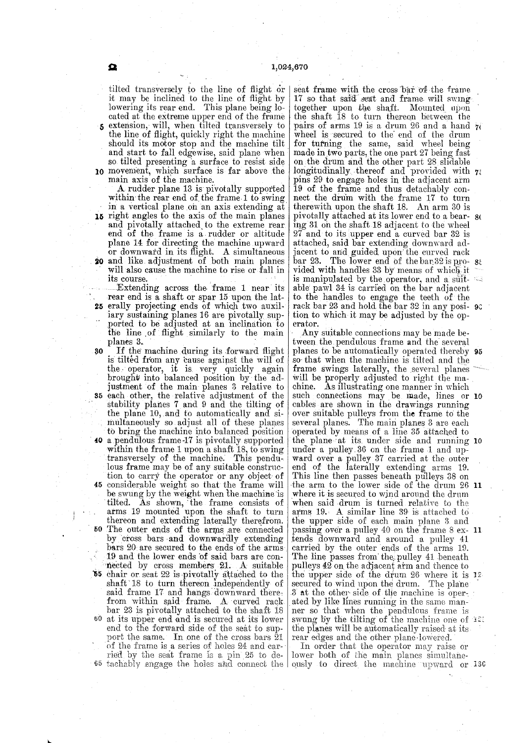tilted transversely to the line of flight or it may be inclined to the line of flight by lowering its rear end. This plane being located at the extreme upper end of the frame extension, will, when tilted transversely to the line of flight, quickly right the machine should its motor stop and the machine tilt and start to fall edgewise, said plane when so tilted presenting a surface to resist side movement, which surface is far above the main axis of the machine.

A rudder plane 13 is pivotally supported within the rear end of the frame 1 to swing in a vertical plane on an axis extending at right angles to the axis of the main planes and pivotally attached to the extreme rear end of the frame is a rudder or altitude plane 14 for directing the machine upward or downward in its flight. A simultaneous and like adjustment of both main planes will also cause the machine to rise or fall in its course.

Extending across the frame 1 near its rear end is a shaft or spar 15 upon the laterally projecting ends of which two auxiliary sustaining planes 16 are pivotally supported to be adjusted at an inclination to the line of flight similarly to the main planes 3.

If the machine during its forward flight is tilted from any cause against the will of the operator, it is very quickly again brought into balanced position by the adjustment of the main planes 3 relative to each other, the relative adjustment of the stability planes 7 and 9 and the tilting of the plane 10, and to automatically and simultaneously so adjust all of these planes to bring the machine into balanced position a pendulous frame 17 is pivotally supported within the frame 1 upon a shaft 18, to swing transversely of the machine. This pendulous frame may be of any suitable construction to carry the operator or any object of considerable weight so that the frame will be swung by the weight when the machine is tilted. As shown, the frame consists of arms 19 mounted upon the shaft to turn thereon and extending laterally therefrom. The outer ends of the arms are connected by cross bars and downwardly extending bars 20 are secured to the ends of the arms 19 and the lower ends of said bars are connected by cross members 21. A suitable chair or seat 22 is pivotally attached to the shaft 18 to turn thereon independently of said frame 17 and hangs downward therefrom within said frame. A curved rack bar 23 is pivotally attached to the shaft 18 at its upper end and is secured at its lower end to the forward side of the seat to support the same. In one of the cross bars 21 of the frame is a series of holes 24 and carried by the seat frame is a pin 25 to detachably engage the holes and connect the seat frame with the cross bar of the frame 17 so that said seat and frame will swing together upon the shaft. Mounted upon the shaft 18 to turn thereon between the pairs of arms 19 is a drum 26 and a hand wheel is secured to the end of the drum for turning the same, said wheel being made in two parts, the one part 27 being fast on the drum and the other part 28 slidable longitudinally thereof and provided with pins 29 to engage holes in the adjacent arm 19 of the frame and thus detachably connect the drum with the frame 17 to turn therewith upon the shaft 18. An arm 30 is pivotally attached at its lower end to a bearing 31 on the shaft 18 adjacent to the wheel 27 and to its upper end a curved bar 32 is attached, said bar extending downward adjacent to and guided upon the curved rack bar 23. The lower end of the bar 32 is provided with handles 33 by means of which it is manipulated by the operator, and a suitable pawl 34 is carried on the bar adjacent to the handles to engage the teeth of the rack bar 23 and hold the bar 32 in any position to which it may be adjusted by the operator.

Any suitable connections may be made between the pendulous frame and the several planes to be automatically operated thereby so that when the machine is tilted and the frame swings laterally, the several planes will be properly adjusted to right the machine. As illustrating one manner in which such connections may be made, lines or cables are shown in the drawings running over suitable pulleys from the frame to the several planes. The main planes 3 are each operated by means of a line 35 attached to the plane at its under side and running under a pulley 36 on the frame 1 and upward over a pulley 37 carried at the outer end of the laterally extending arms 19. This line then passes beneath pulleys 38 on the arm to the lower side of the drum 26 where it is secured to wind around the drum when said drum is turned relative to the arms 19. A similar line 39 is attached to the upper side of each main plane 3 and passing over a pulley 40 on the frame 8 extends downward and around a pulley 41 carried by the outer ends of the arms 19. The line passes from the pulley 41 beneath pulleys 42 on the adjacent arm and thence to the upper side of the drum 26 where it is secured to wind upon the drum. The plane 3 at the other side of the machine is operated by like lines running in the same manner so that when the pendulous frame is swung by the tilting of the machine one of the planes will be automatically raised at its rear edges and the other plane lowered.

In order that the operator may raise or lower both of the main planes simultaneously to direct the machine upward or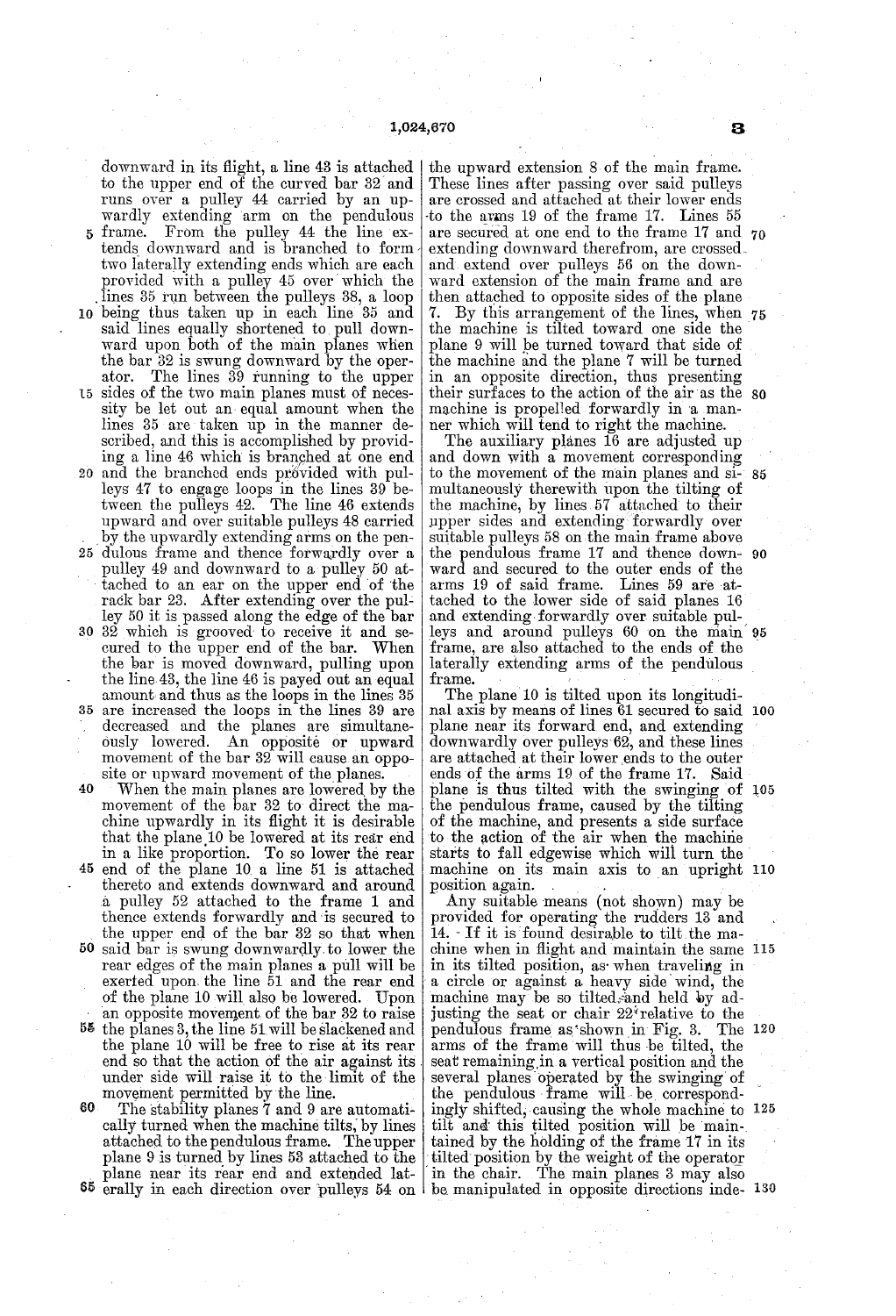downward in its flight, a line 43 is attached to the upper end of the curved bar 32 and runs over a pulley 44 carried by an upwardly extending arm on the pendulous frame. From the pulley 44 the line extends downward and is branched to form two laterally extending ends which are each provided with a pulley 45 over which the lines 35 run between the pulleys 38, a loop being thus taken up in each line 35 and said lines equally shortened to pull downward upon both of the main planes when the bar 32 is swung downward by the operator. The lines 39 running to the upper sides of the two main planes must of necessity be let out an equal amount when the lines 35 are taken up in the manner described, and this is accomplished by providing a line 46 which is branched at one end and the branched ends provided with pulleys 47 to engage loops in the lines 39 between the pulleys 42. The line 46 extends upward and over suitable pulleys 48 carried by the upwardly extending arms on the pendulous frame and thence forwardly over a pulley 49 and downward to a pulley 50 attached to an ear on the upper end of the rack bar 23. After extending over the pulley 50 it is passed along the edge of the bar 32 which is grooved to receive it and secured to the upper end of the bar. When the bar is moved downward, pulling upon the line 43, the line 46 is payed out an equal amount and thus as the loops in the lines 35 are increased the loops in the lines 39 are decreased and the planes are simultaneously lowered. An opposite or upward movement of the bar 32 will cause an opposite or upward movement of the planes.

When the main planes are lowered by the movement of the bar 32 to direct the machine upwardly in its flight it is desirable that the plane 10 be lowered at its rear end in a like proportion. To so lower the rear end of the plane 10 a line 51 is attached thereto and extends downward and around a pulley 52 attached to the frame 1 and thence extends forwardly and is secured to the upper end of the bar 32 so that when said bar is swung downwardly to lower the rear edges of the main planes a pull will be exerted upon the line 51 and the rear end of the plane 10 will also be lowered. Upon an opposite movement of the bar 32 to raise the planes 3, the line 51 will be slackened and the plane 10 will be free to rise at its rear end so that the action of the air against its under side will raise it to the limit of the movement permitted by the line.

The stability planes 7 and 9 are automatically turned when the machine tilts, by lines attached to the pendulous frame. The upper plane 9 is turned by lines 53 attached to the plane near its rear end and extended laterally in each direction over pulleys 54 on the upward extension 8 of the main frame. These lines after passing over said pulleys are crossed and attached at their lower ends to the arms 19 of the frame 17. Lines 55 are secured at one end to the frame 17 and extending downward therefrom, are crossed and extend over pulleys 56 on the downward extension of the main frame and are then attached to opposite sides of the plane 7. By this arrangement of the lines, when the machine is tilted toward one side the plane 9 will be turned toward that side of the machine and the plane 7 will be turned in an opposite direction, thus presenting their surfaces to the action of the air as the machine is propelled forwardly in a manner which will tend to right the machine.

The auxiliary planes 16 are adjusted up and down with a movement corresponding to the movement of the main planes and simultaneously therewith upon the tilting of the machine, by lines 57 attached to their upper sides and extending forwardly over suitable pulleys 58 on the main frame above the pendulous frame 17 and thence downward and secured to the outer ends of the arms 19 of said frame. Lines 59 are attached to the lower side of said planes 16 and extending forwardly over suitable pulleys and around pulleys 60 on the main frame, are also attached to the ends of the laterally extending arms of the pendulous frame.

The plane 10 is tilted upon its longitudinal axis by means of lines 61 secured to said plane near its forward end, and extending downwardly over pulleys 62, and these lines are attached at their lower ends to the outer ends of the arms 19 of the frame 17. Said plane is thus tilted with the swinging of the pendulous frame, caused by the tilting of the machine, and presents a side surface to the action of the air when the machine starts to fall edgewise which will turn the machine on its main axis to an upright position again.

Any suitable means (not shown) may be provided for operating the rudders 13 and 14. If it is found desirable to tilt the machine when in flight and maintain the same in its tilted position, as when traveling in a circle or against a heavy side wind, the machine may be so tilted and held by adjusting the seat or chair 22 relative to the pendulous frame as shown in Fig. 3. The arms of the frame will thus be tilted, the seat remaining in a vertical position and the several planes operated by the swinging of the pendulous frame will be correspondingly shifted, causing the whole machine to tilt and this tilted position will be maintained by the holding of the frame 17 in its tilted position by the weight of the operator in the chair. The main planes 3 may also be manipulated in opposite directions inde-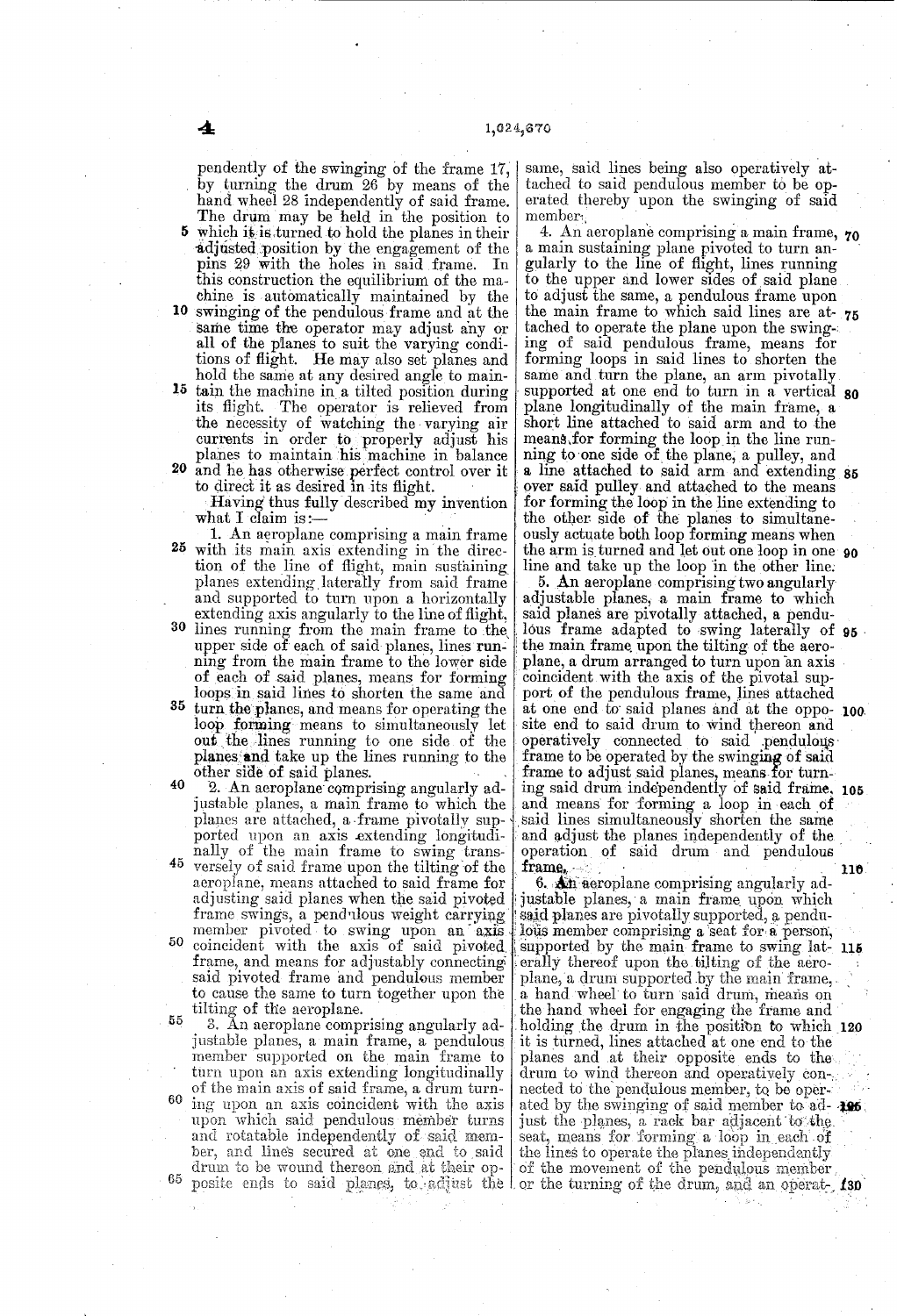pendently of the swinging of the frame 17, by turning the drum 26 by means of the hand wheel 28 independently of said frame. The drum may be held in the position to which it is turned to hold the planes in their adjusted position by the engagement of the pins 29 with the holes in said frame. In this construction the equilibrium of the machine is automatically maintained by the swinging of the pendulous frame and at the same time the operator may adjust any or all of the planes to suit the varying conditions of flight. He may also set planes and hold the same at any desired angle to maintain the machine in a tilted position during its flight. The operator is relieved from the necessity of watching the varying air currents in order to properly adjust his planes to maintain his machine in balance and he has otherwise perfect control over it to direct it as desired in its flight.

Having thus fully described my invention what I claim is:—

1. An aeroplane comprising a main frame with its main axis extending in the direction of the line of flight, main sustaining planes extending laterally from said frame and supported to turn upon a horizontally extending axis angularly to the line of flight, lines running from the main frame to the upper side of each of said planes, lines running from the main frame to the lower side of each of said planes, means for forming loops in said lines to shorten the same and turn the planes, and means for operating the loop forming means to simultaneously let out the lines running to one side of the planes and take up the lines running to the other side of said planes.

2. An aeroplane comprising angularly adjustable planes, a main frame to which the planes are attached, a frame pivotally supported upon an axis extending longitudinally of the main frame to swing transversely of said frame upon the tilting of the aeroplane, means attached to said frame for adjusting said planes when the said pivoted frame swings, a pendulous weight carrying member pivoted to swing upon an axis coincident with the axis of said pivoted frame, and means for adjustably connecting said pivoted frame and pendulous member to cause the same to turn together upon the tilting of the aeroplane.

3. An aeroplane comprising angularly adjustable planes, a main frame, a pendulous member supported on the main frame to turn upon an axis extending longitudinally of the main axis of said frame, a drum turning upon an axis coincident with the axis upon which said pendulous member turns and rotatable independently of said member, and lines secured at one end to said drum to be wound thereon and at their opposite ends to said planes, to adjust the same, said lines being also operatively attached to said pendulous member to be operated thereby upon the swinging of said member.

4. An aeroplane comprising a main frame, a main sustaining plane pivoted to turn angularly to the line of flight, lines running to the upper and lower sides of said plane to adjust the same, a pendulous frame upon the main frame to which said lines are attached to operate the plane upon the swinging of said pendulous frame, means for forming loops in said lines to shorten the same and turn the plane, an arm pivotally supported at one end to turn in a vertical plane longitudinally of the main frame, a short line attached to said arm and to the means for forming the loop in the line running to one side of the plane, a pulley, and a line attached to said arm and extending over said pulley and attached to the means for forming the loop in the line extending to the other side of the planes to simultaneously actuate both loop forming means when the arm is turned and let out one loop in one line and take up the loop in the other line.

5. An aeroplane comprising two angularly adjustable planes, a main frame to which said planes are pivotally attached, a pendulous frame adapted to swing laterally of the main frame upon the tilting of the aeroplane, a drum arranged to turn upon an axis coincident with the axis of the pivotal support of the pendulous frame, lines attached at one end to said planes and at the opposite end to said drum to wind thereon and operatively connected to said pendulous frame to be operated by the swinging of said frame to adjust said planes, means for turning said drum independently of said frame, and means for forming a loop in each of said lines simultaneously shorten the same and adjust the planes independently of the operation of said drum and pendulous frame.

6. An aeroplane comprising angularly adjustable planes, a main frame upon which said planes are pivotally supported, a pendulous member comprising a seat for a person, supported by the main frame to swing laterally thereof upon the tilting of the aeroplane, a drum supported by the main frame, a hand wheel to turn said drum, means on the hand wheel for engaging the frame and holding the drum in the position to which it is turned, lines attached at one end to the planes and at their opposite ends to the drum to wind thereon and operatively connected to the pendulous member, to be operated by the swinging of said member to adjust the planes, a rack bar adjacent to the seat, means for forming a loop in each of the lines to operate the planes independently of the movement of the pendulous member or the turning of the drum, and an operat-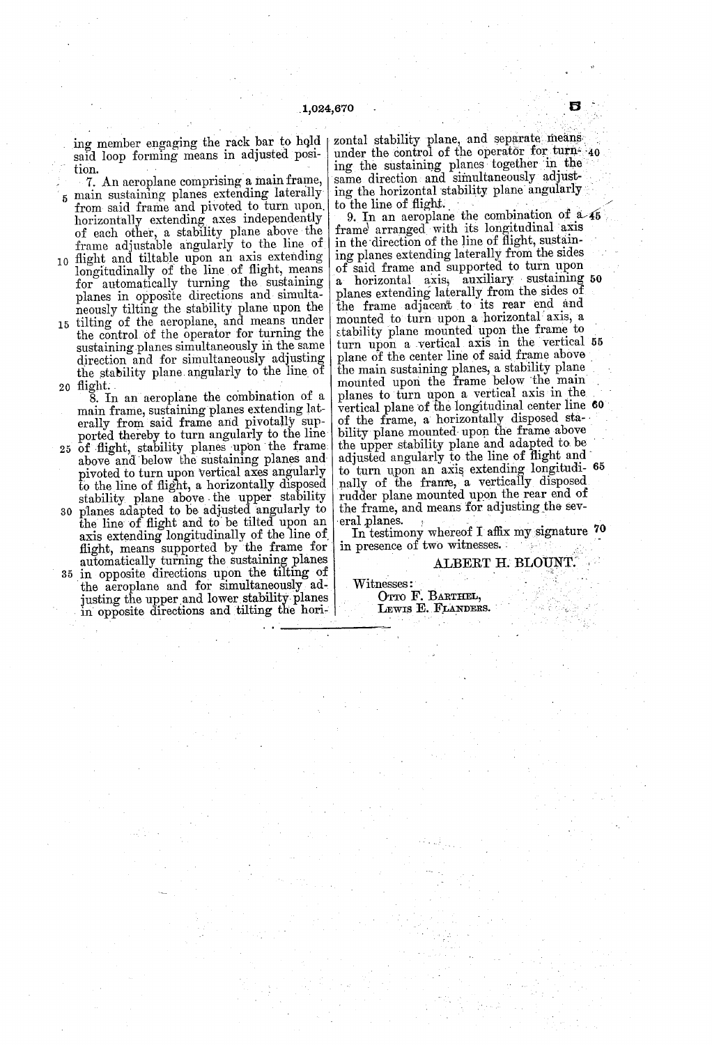ing member engaging the rack bar to hold said loop forming means in adjusted position.

7. An aeroplane comprising a main frame, main sustaining planes extending laterally from said frame and pivoted to turn upon horizontally extending axes independently of each other, a stability plane above the frame adjustable angularly to the line of flight and tiltable upon an axis extending longitudinally of the line of flight, means for automatically turning the sustaining planes in opposite directions and simultaneously tilting the stability plane upon the tilting of the aeroplane, and means under the control of the operator for turning the sustaining planes simultaneously in the same direction and for simultaneously adjusting the stability plane angularly to the line of flight.

8. In an aeroplane the combination of a main frame, sustaining planes extending laterally from said frame and pivotally supported thereby to turn angularly to the line of flight, stability planes upon the frame above and below the sustaining planes and pivoted to turn upon vertical axes angularly to the line of flight, a horizontally disposed stability plane above the upper stability planes adapted to be adjusted angularly to the line of flight and to be tilted upon an axis extending longitudinally of the line of flight, means supported by the frame for automatically turning the sustaining planes in opposite directions upon the tilting of the aeroplane and for simultaneously adjusting the upper and lower stability planes in opposite directions and tilting the horizontal stability plane, and separate means under the control of the operator for turning the sustaining planes together in the same direction and simultaneously adjusting the horizontal stability plane angularly to the line of flight.

9. In an aeroplane the combination of a frame arranged with its longitudinal axis in the direction of the line of flight, sustaining planes extending laterally from the sides of said frame and supported to turn upon a horizontal axis, auxiliary sustaining planes extending laterally from the sides of the frame adjacent to its rear end and mounted to turn upon a horizontal axis, a stability plane mounted upon the frame to turn upon a vertical axis in the vertical plane of the center line of said frame above the main sustaining planes, a stability plane mounted upon the frame below the main planes to turn upon a vertical axis in the vertical plane of the longitudinal center line of the frame, a horizontally disposed stability plane mounted upon the frame above the upper stability plane and adapted to be adjusted angularly to the line of flight and to turn upon an axis extending longitudinally of the frame, a vertically disposed rudder plane mounted upon the rear end of the frame, and means for adjusting the several planes.

In testimony whereof I affix my signature in presence of two witnesses.

ALBERT H. BLOUNT.

Witnesses:
OTTO F. BARTHEL,
LEWIS E. FLANDERS.